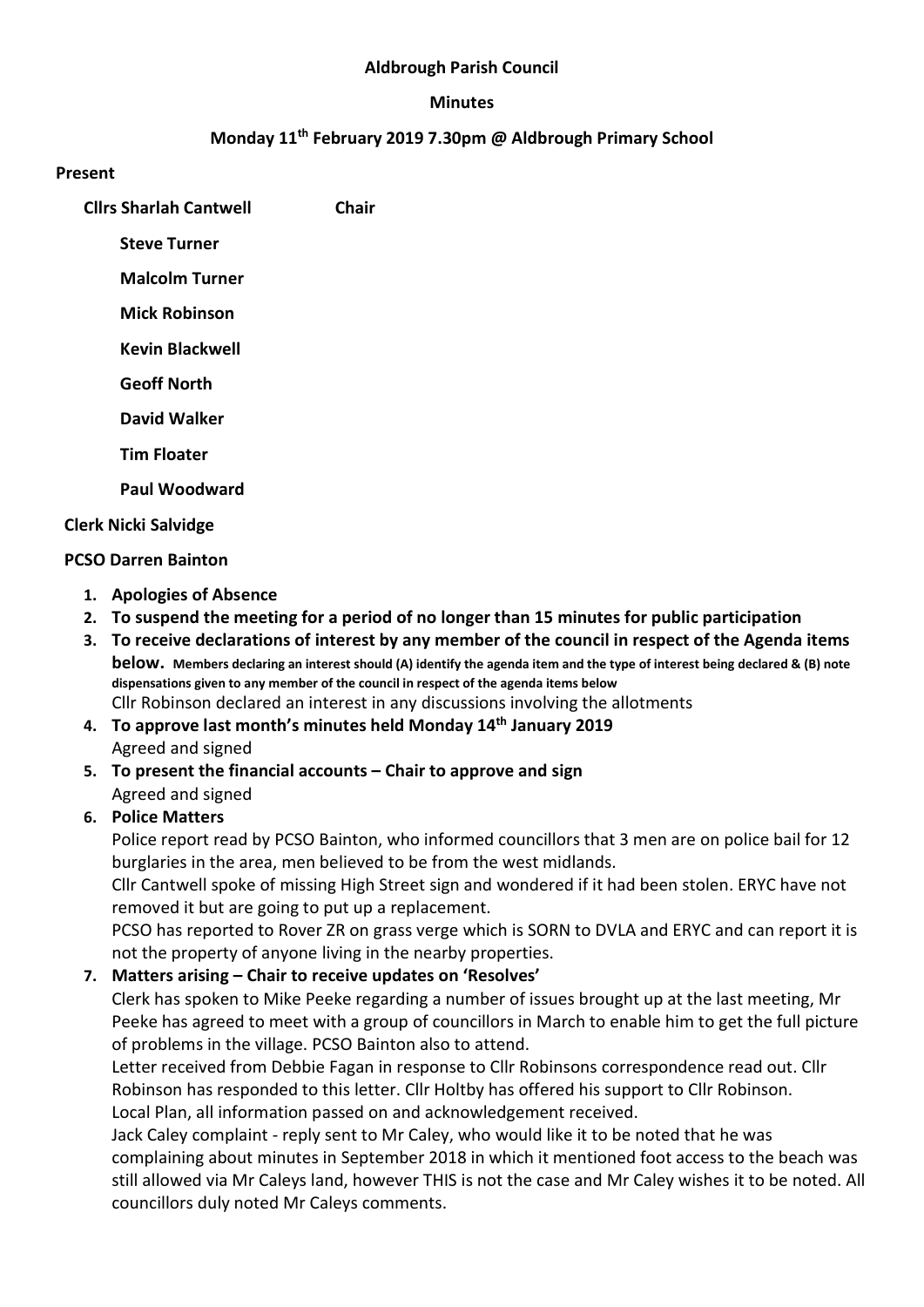**Aldbrough Parish Council**

**Minutes**

**Monday 11th February 2019 7.30pm @ Aldbrough Primary School**

**Present**

**Cllrs Sharlah Cantwell** **Chair**

**Steve Turner**

**Malcolm Turner**

**Mick Robinson**

**Kevin Blackwell**

**Geoff North**

**David Walker**

**Tim Floater**

**Paul Woodward**

**Clerk Nicki Salvidge**

**PCSO Darren Bainton**

1. **Apologies of Absence**
2. **To suspend the meeting for a period of no longer than 15 minutes for public participation**
3. **To receive declarations of interest by any member of the council in respect of the Agenda items below.** **Members declaring an interest should (A) identify the agenda item and the type of interest being declared & (B) note dispensations given to any member of the council in respect of the agenda items below**
   Cllr Robinson declared an interest in any discussions involving the allotments
4. **To approve last month's minutes held Monday 14th January 2019**
   Agreed and signed
5. **To present the financial accounts – Chair to approve and sign**
   Agreed and signed
6. **Police Matters**
   Police report read by PCSO Bainton, who informed councillors that 3 men are on police bail for 12 burglaries in the area, men believed to be from the west midlands.
   Cllr Cantwell spoke of missing High Street sign and wondered if it had been stolen. ERYC have not removed it but are going to put up a replacement.
   PCSO has reported to Rover ZR on grass verge which is SORN to DVLA and ERYC and can report it is not the property of anyone living in the nearby properties.
7. **Matters arising – Chair to receive updates on 'Resolves'**
   Clerk has spoken to Mike Peeke regarding a number of issues brought up at the last meeting, Mr Peeke has agreed to meet with a group of councillors in March to enable him to get the full picture of problems in the village. PCSO Bainton also to attend.
   Letter received from Debbie Fagan in response to Cllr Robinsons correspondence read out. Cllr Robinson has responded to this letter. Cllr Holtby has offered his support to Cllr Robinson.
   Local Plan, all information passed on and acknowledgement received.
   Jack Caley complaint - reply sent to Mr Caley, who would like it to be noted that he was complaining about minutes in September 2018 in which it mentioned foot access to the beach was still allowed via Mr Caleys land, however THIS is not the case and Mr Caley wishes it to be noted. All councillors duly noted Mr Caleys comments.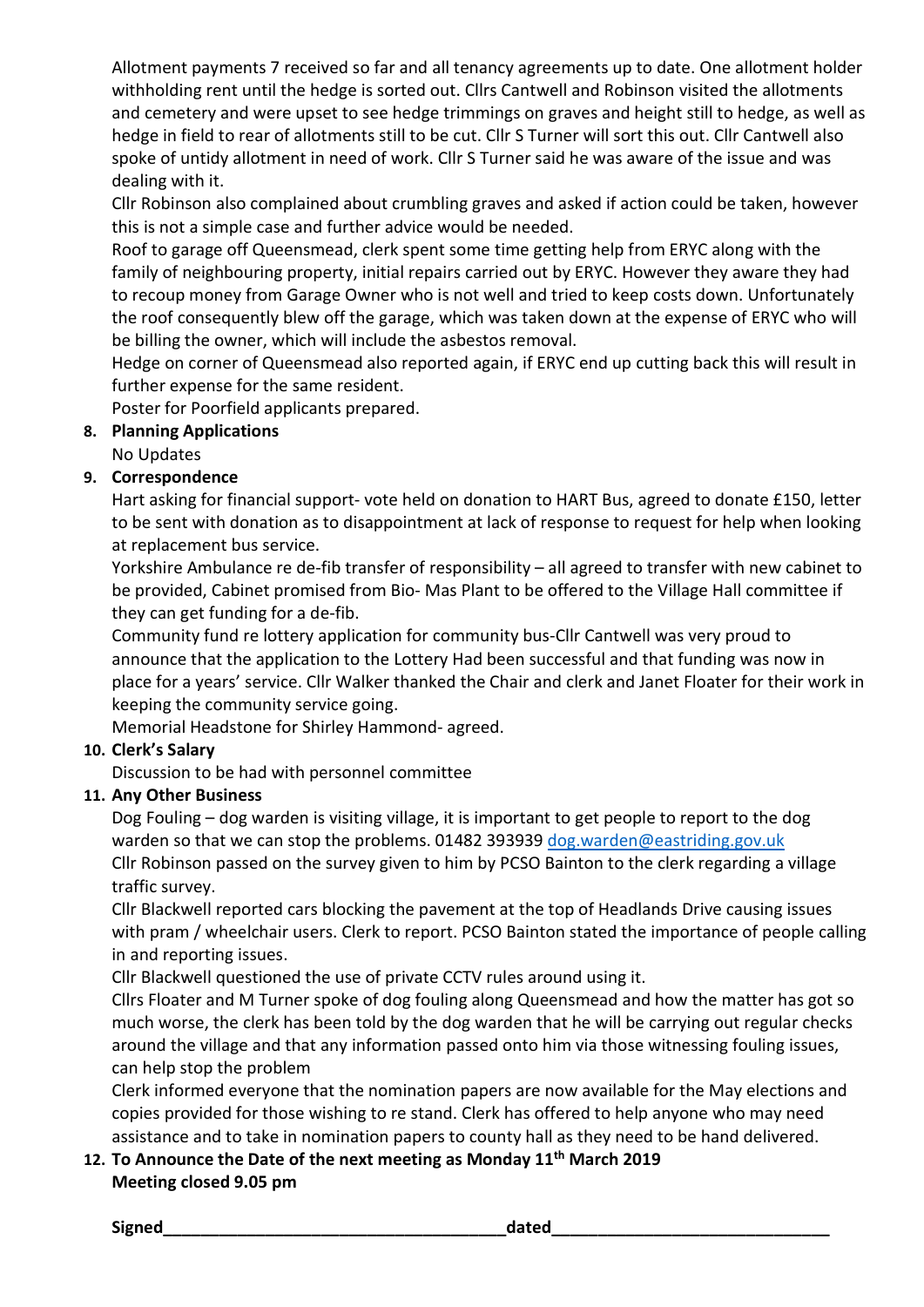Allotment payments 7 received so far and all tenancy agreements up to date. One allotment holder withholding rent until the hedge is sorted out. Cllrs Cantwell and Robinson visited the allotments and cemetery and were upset to see hedge trimmings on graves and height still to hedge, as well as hedge in field to rear of allotments still to be cut. Cllr S Turner will sort this out. Cllr Cantwell also spoke of untidy allotment in need of work. Cllr S Turner said he was aware of the issue and was dealing with it.

Cllr Robinson also complained about crumbling graves and asked if action could be taken, however this is not a simple case and further advice would be needed.

Roof to garage off Queensmead, clerk spent some time getting help from ERYC along with the family of neighbouring property, initial repairs carried out by ERYC. However they aware they had to recoup money from Garage Owner who is not well and tried to keep costs down. Unfortunately the roof consequently blew off the garage, which was taken down at the expense of ERYC who will be billing the owner, which will include the asbestos removal.

Hedge on corner of Queensmead also reported again, if ERYC end up cutting back this will result in further expense for the same resident.

Poster for Poorfield applicants prepared.

**8. Planning Applications**

No Updates

**9. Correspondence**

Hart asking for financial support- vote held on donation to HART Bus, agreed to donate £150, letter to be sent with donation as to disappointment at lack of response to request for help when looking at replacement bus service.

Yorkshire Ambulance re de-fib transfer of responsibility – all agreed to transfer with new cabinet to be provided, Cabinet promised from Bio- Mas Plant to be offered to the Village Hall committee if they can get funding for a de-fib.

Community fund re lottery application for community bus-Cllr Cantwell was very proud to announce that the application to the Lottery Had been successful and that funding was now in place for a years' service. Cllr Walker thanked the Chair and clerk and Janet Floater for their work in keeping the community service going.

Memorial Headstone for Shirley Hammond- agreed.

**10. Clerk's Salary**

Discussion to be had with personnel committee

**11. Any Other Business**

Dog Fouling – dog warden is visiting village, it is important to get people to report to the dog warden so that we can stop the problems. 01482 393939 dog.warden@eastriding.gov.uk

Cllr Robinson passed on the survey given to him by PCSO Bainton to the clerk regarding a village traffic survey.

Cllr Blackwell reported cars blocking the pavement at the top of Headlands Drive causing issues with pram / wheelchair users. Clerk to report. PCSO Bainton stated the importance of people calling in and reporting issues.

Cllr Blackwell questioned the use of private CCTV rules around using it.

Cllrs Floater and M Turner spoke of dog fouling along Queensmead and how the matter has got so much worse, the clerk has been told by the dog warden that he will be carrying out regular checks around the village and that any information passed onto him via those witnessing fouling issues, can help stop the problem

Clerk informed everyone that the nomination papers are now available for the May elections and copies provided for those wishing to re stand. Clerk has offered to help anyone who may need assistance and to take in nomination papers to county hall as they need to be hand delivered.

**12. To Announce the Date of the next meeting as Monday 11th March 2019**

**Meeting closed 9.05 pm**

**Signed\_\_\_\_\_\_\_\_\_\_\_\_\_\_\_\_\_\_\_\_\_\_\_\_\_\_\_\_\_\_\_\_\_\_\_\_dated\_\_\_\_\_\_\_\_\_\_\_\_\_\_\_\_\_\_\_\_\_\_\_\_\_\_\_\_\_\_**